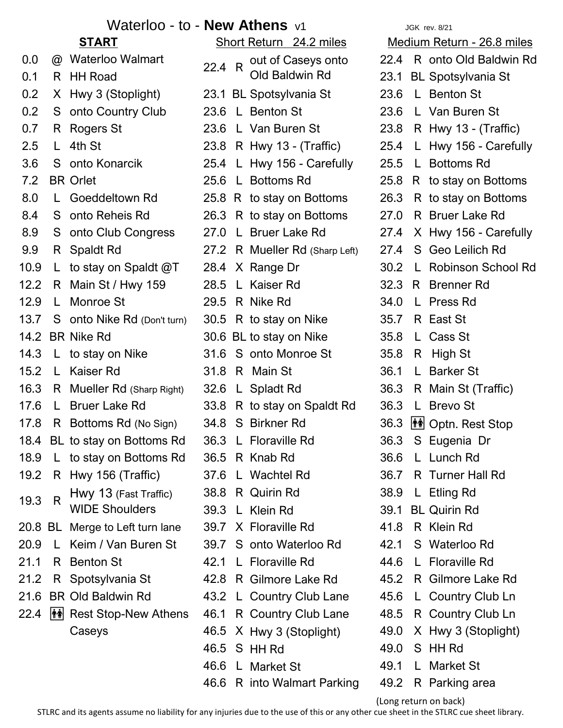# Waterloo - to - **New Athens** v1

JGK rev. 8/21

## START

| Mile | Dir | Cue |
|---|---|---|
| 0.0 | @ | Waterloo Walmart |
| 0.1 | R | HH Road |
| 0.2 | X | Hwy 3 (Stoplight) |
| 0.2 | S | onto Country Club |
| 0.7 | R | Rogers St |
| 2.5 | L | 4th St |
| 3.6 | S | onto Konarcik |
| 7.2 | BR | Orlet |
| 8.0 | L | Goeddeltown Rd |
| 8.4 | S | onto Reheis Rd |
| 8.9 | S | onto Club Congress |
| 9.9 | R | Spaldt Rd |
| 10.9 | L | to stay on Spaldt @T |
| 12.2 | R | Main St / Hwy 159 |
| 12.9 | L | Monroe St |
| 13.7 | S | onto Nike Rd (Don't turn) |
| 14.2 | BR | Nike Rd |
| 14.3 | L | to stay on Nike |
| 15.2 | L | Kaiser Rd |
| 16.3 | R | Mueller Rd (Sharp Right) |
| 17.6 | L | Bruer Lake Rd |
| 17.8 | R | Bottoms Rd (No Sign) |
| 18.4 | BL | to stay on Bottoms Rd |
| 18.9 | L | to stay on Bottoms Rd |
| 19.2 | R | Hwy 156 (Traffic) |
| 19.3 | R | Hwy 13 (Fast Traffic) WIDE Shoulders |
| 20.8 | BL | Merge to Left turn lane |
| 20.9 | L | Keim / Van Buren St |
| 21.1 | R | Benton St |
| 21.2 | R | Spotsylvania St |
| 21.6 | BR | Old Baldwin Rd |
| 22.4 | 🚻 | Rest Stop-New Athens Caseys |

## Short Return 24.2 miles

| Mile | Dir | Cue |
|---|---|---|
| 22.4 | R | out of Caseys onto Old Baldwin Rd |
| 23.1 | BL | Spotsylvania St |
| 23.6 | L | Benton St |
| 23.6 | L | Van Buren St |
| 23.8 | R | Hwy 13 - (Traffic) |
| 25.4 | L | Hwy 156 - Carefully |
| 25.6 | L | Bottoms Rd |
| 25.8 | R | to stay on Bottoms |
| 26.3 | R | to stay on Bottoms |
| 27.0 | L | Bruer Lake Rd |
| 27.2 | R | Mueller Rd (Sharp Left) |
| 28.4 | X | Range Dr |
| 28.5 | L | Kaiser Rd |
| 29.5 | R | Nike Rd |
| 30.5 | R | to stay on Nike |
| 30.6 | BL | to stay on Nike |
| 31.6 | S | onto Monroe St |
| 31.8 | R | Main St |
| 32.6 | L | Spladt Rd |
| 33.8 | R | to stay on Spaldt Rd |
| 34.8 | S | Birkner Rd |
| 36.3 | L | Floraville Rd |
| 36.5 | R | Knab Rd |
| 37.6 | L | Wachtel Rd |
| 38.8 | R | Quirin Rd |
| 39.3 | L | Klein Rd |
| 39.7 | X | Floraville Rd |
| 39.7 | S | onto Waterloo Rd |
| 42.1 | L | Floraville Rd |
| 42.8 | R | Gilmore Lake Rd |
| 43.2 | L | Country Club Lane |
| 46.1 | R | Country Club Lane |
| 46.5 | X | Hwy 3 (Stoplight) |
| 46.5 | S | HH Rd |
| 46.6 | L | Market St |
| 46.6 | R | into Walmart Parking |

## Medium Return - 26.8 miles

| Mile | Dir | Cue |
|---|---|---|
| 22.4 | R | onto Old Baldwin Rd |
| 23.1 | BL | Spotsylvania St |
| 23.6 | L | Benton St |
| 23.6 | L | Van Buren St |
| 23.8 | R | Hwy 13 - (Traffic) |
| 25.4 | L | Hwy 156 - Carefully |
| 25.5 | L | Bottoms Rd |
| 25.8 | R | to stay on Bottoms |
| 26.3 | R | to stay on Bottoms |
| 27.0 | R | Bruer Lake Rd |
| 27.4 | X | Hwy 156 - Carefully |
| 27.4 | S | Geo Leilich Rd |
| 30.2 | L | Robinson School Rd |
| 32.3 | R | Brenner Rd |
| 34.0 | L | Press Rd |
| 35.7 | R | East St |
| 35.8 | L | Cass St |
| 35.8 | R | High St |
| 36.1 | L | Barker St |
| 36.3 | R | Main St (Traffic) |
| 36.3 | L | Brevo St |
| 36.3 | 🚻 | Optn. Rest Stop |
| 36.3 | S | Eugenia Dr |
| 36.6 | L | Lunch Rd |
| 36.7 | R | Turner Hall Rd |
| 38.9 | L | Etling Rd |
| 39.1 | BL | Quirin Rd |
| 41.8 | R | Klein Rd |
| 42.1 | S | Waterloo Rd |
| 44.6 | L | Floraville Rd |
| 45.2 | R | Gilmore Lake Rd |
| 45.6 | L | Country Club Ln |
| 48.5 | R | Country Club Ln |
| 49.0 | X | Hwy 3 (Stoplight) |
| 49.0 | S | HH Rd |
| 49.1 | L | Market St |
| 49.2 | R | Parking area |

(Long return on back)

STLRC and its agents assume no liability for any injuries due to the use of this or any other cue sheet in the STLRC cue sheet library.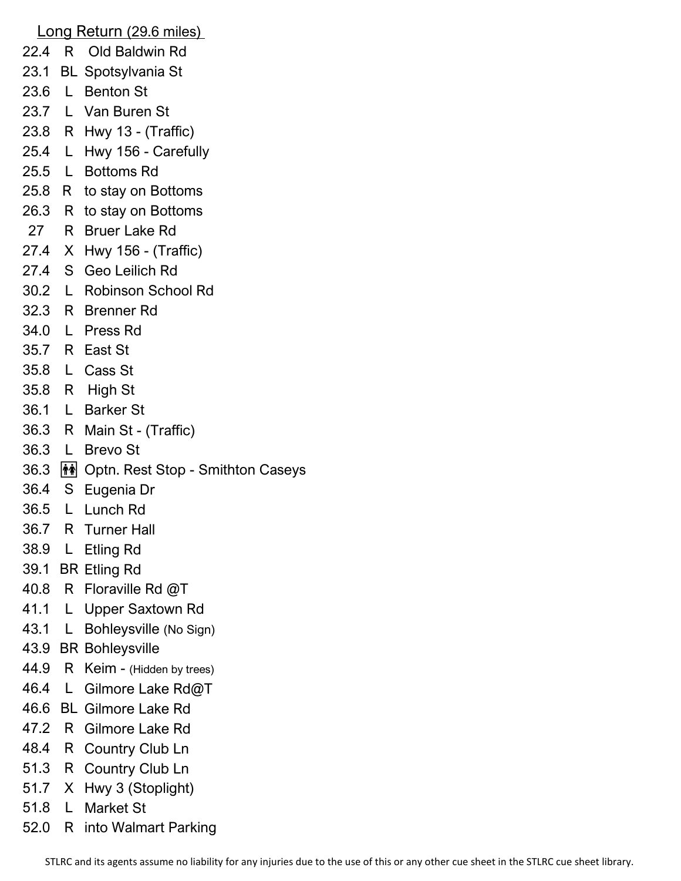<u>Long Return (29.6 miles)</u>

| | | |
|---|---|---|
| 22.4 | R | Old Baldwin Rd |
| 23.1 | BL | Spotsylvania St |
| 23.6 | L | Benton St |
| 23.7 | L | Van Buren St |
| 23.8 | R | Hwy 13 - (Traffic) |
| 25.4 | L | Hwy 156 - Carefully |
| 25.5 | L | Bottoms Rd |
| 25.8 | R | to stay on Bottoms |
| 26.3 | R | to stay on Bottoms |
| 27 | R | Bruer Lake Rd |
| 27.4 | X | Hwy 156 - (Traffic) |
| 27.4 | S | Geo Leilich Rd |
| 30.2 | L | Robinson School Rd |
| 32.3 | R | Brenner Rd |
| 34.0 | L | Press Rd |
| 35.7 | R | East St |
| 35.8 | L | Cass St |
| 35.8 | R | High St |
| 36.1 | L | Barker St |
| 36.3 | R | Main St - (Traffic) |
| 36.3 | L | Brevo St |
| 36.3 | 🚻 | Optn. Rest Stop - Smithton Caseys |
| 36.4 | S | Eugenia Dr |
| 36.5 | L | Lunch Rd |
| 36.7 | R | Turner Hall |
| 38.9 | L | Etling Rd |
| 39.1 | BR | Etling Rd |
| 40.8 | R | Floraville Rd @T |
| 41.1 | L | Upper Saxtown Rd |
| 43.1 | L | Bohleysville (No Sign) |
| 43.9 | BR | Bohleysville |
| 44.9 | R | Keim - (Hidden by trees) |
| 46.4 | L | Gilmore Lake Rd@T |
| 46.6 | BL | Gilmore Lake Rd |
| 47.2 | R | Gilmore Lake Rd |
| 48.4 | R | Country Club Ln |
| 51.3 | R | Country Club Ln |
| 51.7 | X | Hwy 3 (Stoplight) |
| 51.8 | L | Market St |
| 52.0 | R | into Walmart Parking |

STLRC and its agents assume no liability for any injuries due to the use of this or any other cue sheet in the STLRC cue sheet library.